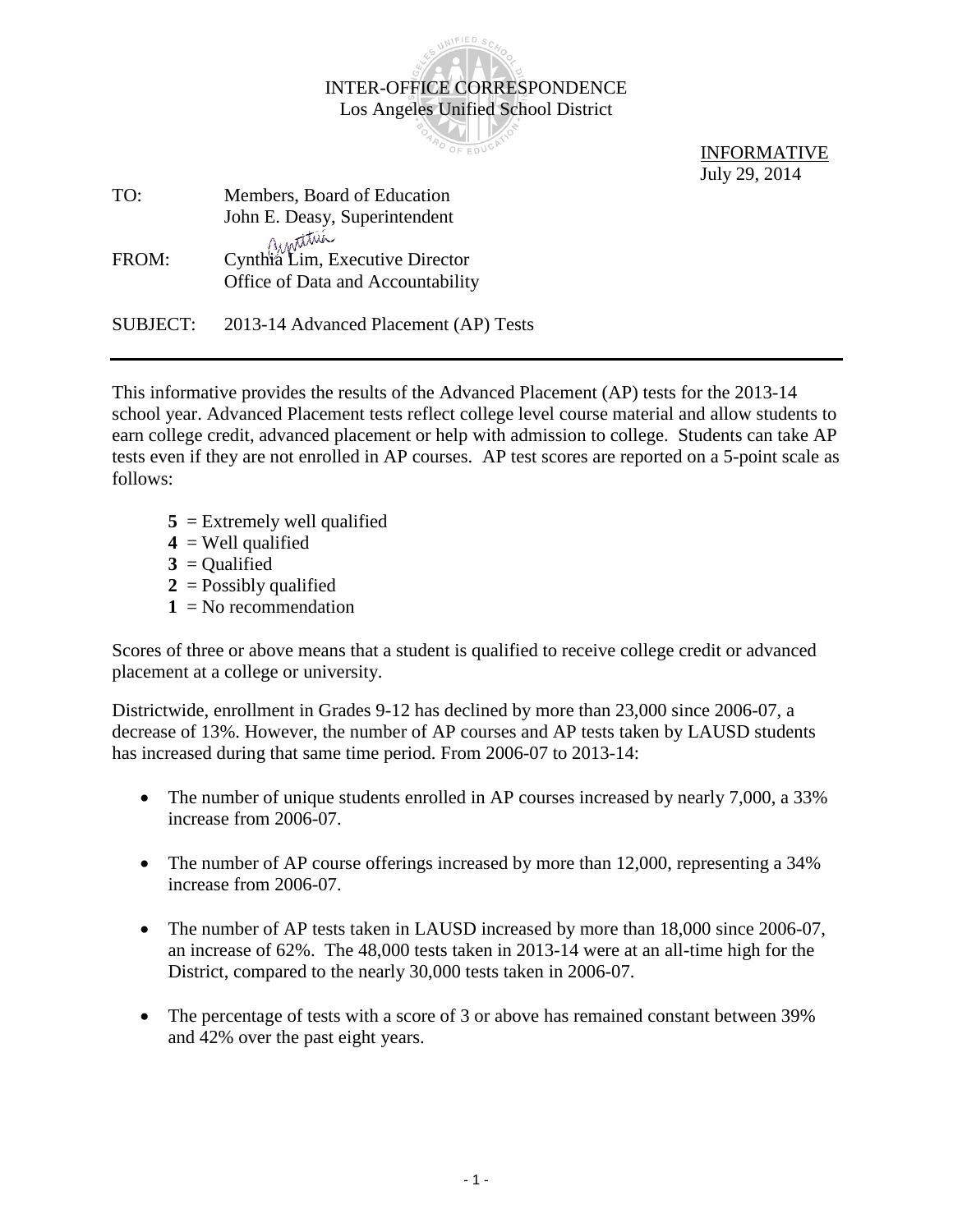INTER-OFFICE CORRESPONDENCE
Los Angeles Unified School District

INFORMATIVE
July 29, 2014

TO: Members, Board of Education
John E. Deasy, Superintendent

FROM: Cynthia Lim, Executive Director
Office of Data and Accountability

SUBJECT: 2013-14 Advanced Placement (AP) Tests

---

This informative provides the results of the Advanced Placement (AP) tests for the 2013-14 school year. Advanced Placement tests reflect college level course material and allow students to earn college credit, advanced placement or help with admission to college. Students can take AP tests even if they are not enrolled in AP courses. AP test scores are reported on a 5-point scale as follows:

- **5** = Extremely well qualified
- **4** = Well qualified
- **3** = Qualified
- **2** = Possibly qualified
- **1** = No recommendation

Scores of three or above means that a student is qualified to receive college credit or advanced placement at a college or university.

Districtwide, enrollment in Grades 9-12 has declined by more than 23,000 since 2006-07, a decrease of 13%. However, the number of AP courses and AP tests taken by LAUSD students has increased during that same time period. From 2006-07 to 2013-14:

- The number of unique students enrolled in AP courses increased by nearly 7,000, a 33% increase from 2006-07.
- The number of AP course offerings increased by more than 12,000, representing a 34% increase from 2006-07.
- The number of AP tests taken in LAUSD increased by more than 18,000 since 2006-07, an increase of 62%. The 48,000 tests taken in 2013-14 were at an all-time high for the District, compared to the nearly 30,000 tests taken in 2006-07.
- The percentage of tests with a score of 3 or above has remained constant between 39% and 42% over the past eight years.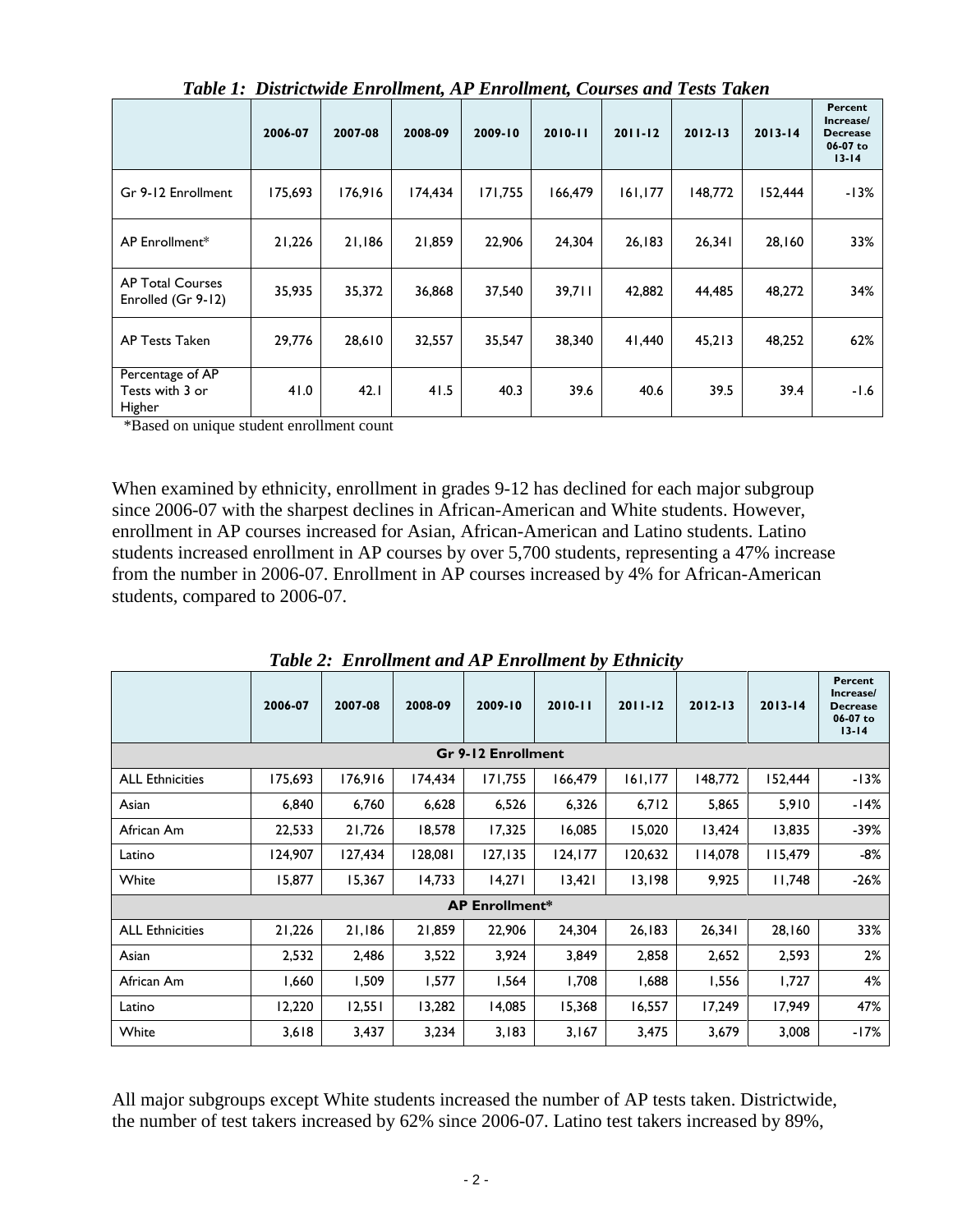*Table 1: Districtwide Enrollment, AP Enrollment, Courses and Tests Taken*

| | 2006-07 | 2007-08 | 2008-09 | 2009-10 | 2010-11 | 2011-12 | 2012-13 | 2013-14 | Percent Increase/ Decrease 06-07 to 13-14 |
|---|---|---|---|---|---|---|---|---|---|
| Gr 9-12 Enrollment | 175,693 | 176,916 | 174,434 | 171,755 | 166,479 | 161,177 | 148,772 | 152,444 | -13% |
| AP Enrollment* | 21,226 | 21,186 | 21,859 | 22,906 | 24,304 | 26,183 | 26,341 | 28,160 | 33% |
| AP Total Courses Enrolled (Gr 9-12) | 35,935 | 35,372 | 36,868 | 37,540 | 39,711 | 42,882 | 44,485 | 48,272 | 34% |
| AP Tests Taken | 29,776 | 28,610 | 32,557 | 35,547 | 38,340 | 41,440 | 45,213 | 48,252 | 62% |
| Percentage of AP Tests with 3 or Higher | 41.0 | 42.1 | 41.5 | 40.3 | 39.6 | 40.6 | 39.5 | 39.4 | -1.6 |

*Based on unique student enrollment count

When examined by ethnicity, enrollment in grades 9-12 has declined for each major subgroup since 2006-07 with the sharpest declines in African-American and White students. However, enrollment in AP courses increased for Asian, African-American and Latino students. Latino students increased enrollment in AP courses by over 5,700 students, representing a 47% increase from the number in 2006-07. Enrollment in AP courses increased by 4% for African-American students, compared to 2006-07.

*Table 2: Enrollment and AP Enrollment by Ethnicity*

| | 2006-07 | 2007-08 | 2008-09 | 2009-10 | 2010-11 | 2011-12 | 2012-13 | 2013-14 | Percent Increase/ Decrease 06-07 to 13-14 |
|---|---|---|---|---|---|---|---|---|---|
| **Gr 9-12 Enrollment** | | | | | | | | | |
| ALL Ethnicities | 175,693 | 176,916 | 174,434 | 171,755 | 166,479 | 161,177 | 148,772 | 152,444 | -13% |
| Asian | 6,840 | 6,760 | 6,628 | 6,526 | 6,326 | 6,712 | 5,865 | 5,910 | -14% |
| African Am | 22,533 | 21,726 | 18,578 | 17,325 | 16,085 | 15,020 | 13,424 | 13,835 | -39% |
| Latino | 124,907 | 127,434 | 128,081 | 127,135 | 124,177 | 120,632 | 114,078 | 115,479 | -8% |
| White | 15,877 | 15,367 | 14,733 | 14,271 | 13,421 | 13,198 | 9,925 | 11,748 | -26% |
| **AP Enrollment*** | | | | | | | | | |
| ALL Ethnicities | 21,226 | 21,186 | 21,859 | 22,906 | 24,304 | 26,183 | 26,341 | 28,160 | 33% |
| Asian | 2,532 | 2,486 | 3,522 | 3,924 | 3,849 | 2,858 | 2,652 | 2,593 | 2% |
| African Am | 1,660 | 1,509 | 1,577 | 1,564 | 1,708 | 1,688 | 1,556 | 1,727 | 4% |
| Latino | 12,220 | 12,551 | 13,282 | 14,085 | 15,368 | 16,557 | 17,249 | 17,949 | 47% |
| White | 3,618 | 3,437 | 3,234 | 3,183 | 3,167 | 3,475 | 3,679 | 3,008 | -17% |

All major subgroups except White students increased the number of AP tests taken. Districtwide, the number of test takers increased by 62% since 2006-07. Latino test takers increased by 89%,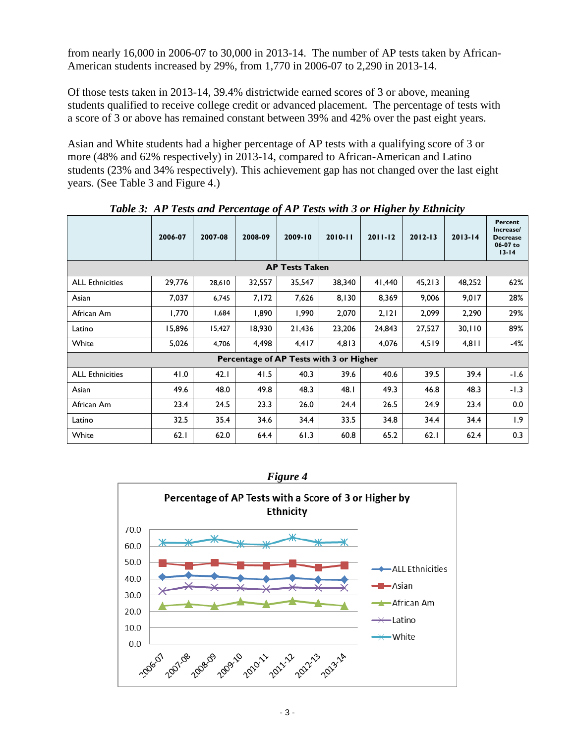from nearly 16,000 in 2006-07 to 30,000 in 2013-14. The number of AP tests taken by African-American students increased by 29%, from 1,770 in 2006-07 to 2,290 in 2013-14.

Of those tests taken in 2013-14, 39.4% districtwide earned scores of 3 or above, meaning students qualified to receive college credit or advanced placement. The percentage of tests with a score of 3 or above has remained constant between 39% and 42% over the past eight years.

Asian and White students had a higher percentage of AP tests with a qualifying score of 3 or more (48% and 62% respectively) in 2013-14, compared to African-American and Latino students (23% and 34% respectively). This achievement gap has not changed over the last eight years. (See Table 3 and Figure 4.)

***Table 3: AP Tests and Percentage of AP Tests with 3 or Higher by Ethnicity***

| | 2006-07 | 2007-08 | 2008-09 | 2009-10 | 2010-11 | 2011-12 | 2012-13 | 2013-14 | Percent Increase/ Decrease 06-07 to 13-14 |
|---|---|---|---|---|---|---|---|---|---|
| **AP Tests Taken** | | | | | | | | | |
| ALL Ethnicities | 29,776 | 28,610 | 32,557 | 35,547 | 38,340 | 41,440 | 45,213 | 48,252 | 62% |
| Asian | 7,037 | 6,745 | 7,172 | 7,626 | 8,130 | 8,369 | 9,006 | 9,017 | 28% |
| African Am | 1,770 | 1,684 | 1,890 | 1,990 | 2,070 | 2,121 | 2,099 | 2,290 | 29% |
| Latino | 15,896 | 15,427 | 18,930 | 21,436 | 23,206 | 24,843 | 27,527 | 30,110 | 89% |
| White | 5,026 | 4,706 | 4,498 | 4,417 | 4,813 | 4,076 | 4,519 | 4,811 | -4% |
| **Percentage of AP Tests with 3 or Higher** | | | | | | | | | |
| ALL Ethnicities | 41.0 | 42.1 | 41.5 | 40.3 | 39.6 | 40.6 | 39.5 | 39.4 | -1.6 |
| Asian | 49.6 | 48.0 | 49.8 | 48.3 | 48.1 | 49.3 | 46.8 | 48.3 | -1.3 |
| African Am | 23.4 | 24.5 | 23.3 | 26.0 | 24.4 | 26.5 | 24.9 | 23.4 | 0.0 |
| Latino | 32.5 | 35.4 | 34.6 | 34.4 | 33.5 | 34.8 | 34.4 | 34.4 | 1.9 |
| White | 62.1 | 62.0 | 64.4 | 61.3 | 60.8 | 65.2 | 62.1 | 62.4 | 0.3 |

***Figure 4***

**Percentage of AP Tests with a Score of 3 or Higher by Ethnicity**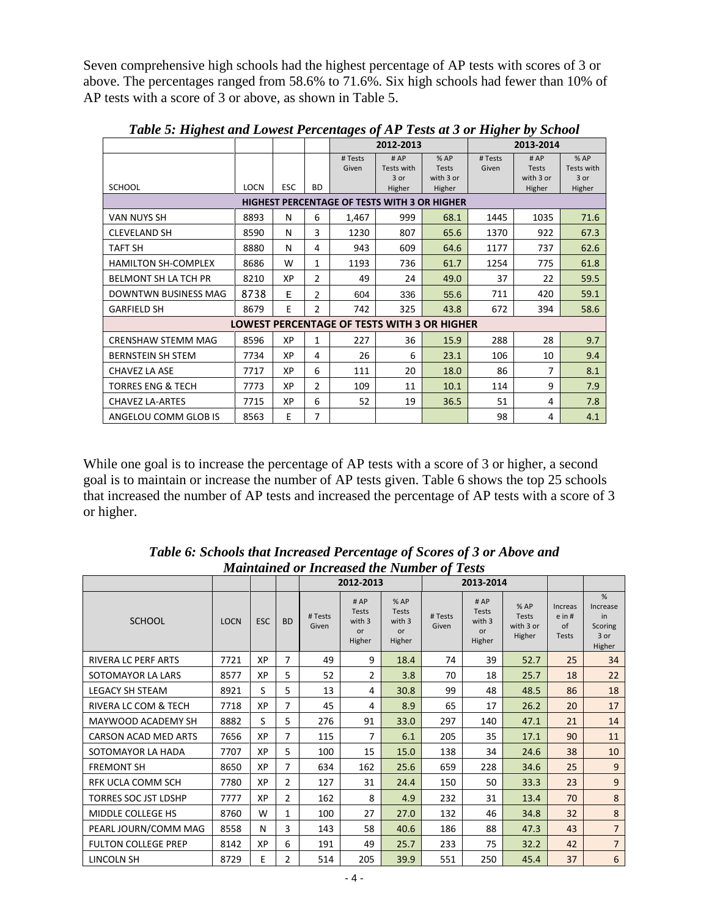Seven comprehensive high schools had the highest percentage of AP tests with scores of 3 or above. The percentages ranged from 58.6% to 71.6%. Six high schools had fewer than 10% of AP tests with a score of 3 or above, as shown in Table 5.

***Table 5: Highest and Lowest Percentages of AP Tests at 3 or Higher by School***

| | | | | 2012-2013 | | | 2013-2014 | | |
|---|---|---|---|---|---|---|---|---|---|
| SCHOOL | LOCN | ESC | BD | # Tests Given | # AP Tests with 3 or Higher | % AP Tests with 3 or Higher | # Tests Given | # AP Tests with 3 or Higher | % AP Tests with 3 or Higher |
| **HIGHEST PERCENTAGE OF TESTS WITH 3 OR HIGHER** | | | | | | | | | |
| VAN NUYS SH | 8893 | N | 6 | 1,467 | 999 | 68.1 | 1445 | 1035 | 71.6 |
| CLEVELAND SH | 8590 | N | 3 | 1230 | 807 | 65.6 | 1370 | 922 | 67.3 |
| TAFT SH | 8880 | N | 4 | 943 | 609 | 64.6 | 1177 | 737 | 62.6 |
| HAMILTON SH-COMPLEX | 8686 | W | 1 | 1193 | 736 | 61.7 | 1254 | 775 | 61.8 |
| BELMONT SH LA TCH PR | 8210 | XP | 2 | 49 | 24 | 49.0 | 37 | 22 | 59.5 |
| DOWNTWN BUSINESS MAG | 8738 | E | 2 | 604 | 336 | 55.6 | 711 | 420 | 59.1 |
| GARFIELD SH | 8679 | E | 2 | 742 | 325 | 43.8 | 672 | 394 | 58.6 |
| **LOWEST PERCENTAGE OF TESTS WITH 3 OR HIGHER** | | | | | | | | | |
| CRENSHAW STEMM MAG | 8596 | XP | 1 | 227 | 36 | 15.9 | 288 | 28 | 9.7 |
| BERNSTEIN SH STEM | 7734 | XP | 4 | 26 | 6 | 23.1 | 106 | 10 | 9.4 |
| CHAVEZ LA ASE | 7717 | XP | 6 | 111 | 20 | 18.0 | 86 | 7 | 8.1 |
| TORRES ENG & TECH | 7773 | XP | 2 | 109 | 11 | 10.1 | 114 | 9 | 7.9 |
| CHAVEZ LA-ARTES | 7715 | XP | 6 | 52 | 19 | 36.5 | 51 | 4 | 7.8 |
| ANGELOU COMM GLOB IS | 8563 | E | 7 | | | | 98 | 4 | 4.1 |

While one goal is to increase the percentage of AP tests with a score of 3 or higher, a second goal is to maintain or increase the number of AP tests given. Table 6 shows the top 25 schools that increased the number of AP tests and increased the percentage of AP tests with a score of 3 or higher.

***Table 6: Schools that Increased Percentage of Scores of 3 or Above and Maintained or Increased the Number of Tests***

| | | | | 2012-2013 | | | 2013-2014 | | | | |
|---|---|---|---|---|---|---|---|---|---|---|---|
| SCHOOL | LOCN | ESC | BD | # Tests Given | # AP Tests with 3 or Higher | % AP Tests with 3 or Higher | # Tests Given | # AP Tests with 3 or Higher | % AP Tests with 3 or Higher | Increase in # of Tests | % Increase in Scoring 3 or Higher |
| RIVERA LC PERF ARTS | 7721 | XP | 7 | 49 | 9 | 18.4 | 74 | 39 | 52.7 | 25 | 34 |
| SOTOMAYOR LA LARS | 8577 | XP | 5 | 52 | 2 | 3.8 | 70 | 18 | 25.7 | 18 | 22 |
| LEGACY SH STEAM | 8921 | S | 5 | 13 | 4 | 30.8 | 99 | 48 | 48.5 | 86 | 18 |
| RIVERA LC COM & TECH | 7718 | XP | 7 | 45 | 4 | 8.9 | 65 | 17 | 26.2 | 20 | 17 |
| MAYWOOD ACADEMY SH | 8882 | S | 5 | 276 | 91 | 33.0 | 297 | 140 | 47.1 | 21 | 14 |
| CARSON ACAD MED ARTS | 7656 | XP | 7 | 115 | 7 | 6.1 | 205 | 35 | 17.1 | 90 | 11 |
| SOTOMAYOR LA HADA | 7707 | XP | 5 | 100 | 15 | 15.0 | 138 | 34 | 24.6 | 38 | 10 |
| FREMONT SH | 8650 | XP | 7 | 634 | 162 | 25.6 | 659 | 228 | 34.6 | 25 | 9 |
| RFK UCLA COMM SCH | 7780 | XP | 2 | 127 | 31 | 24.4 | 150 | 50 | 33.3 | 23 | 9 |
| TORRES SOC JST LDSHP | 7777 | XP | 2 | 162 | 8 | 4.9 | 232 | 31 | 13.4 | 70 | 8 |
| MIDDLE COLLEGE HS | 8760 | W | 1 | 100 | 27 | 27.0 | 132 | 46 | 34.8 | 32 | 8 |
| PEARL JOURN/COMM MAG | 8558 | N | 3 | 143 | 58 | 40.6 | 186 | 88 | 47.3 | 43 | 7 |
| FULTON COLLEGE PREP | 8142 | XP | 6 | 191 | 49 | 25.7 | 233 | 75 | 32.2 | 42 | 7 |
| LINCOLN SH | 8729 | E | 2 | 514 | 205 | 39.9 | 551 | 250 | 45.4 | 37 | 6 |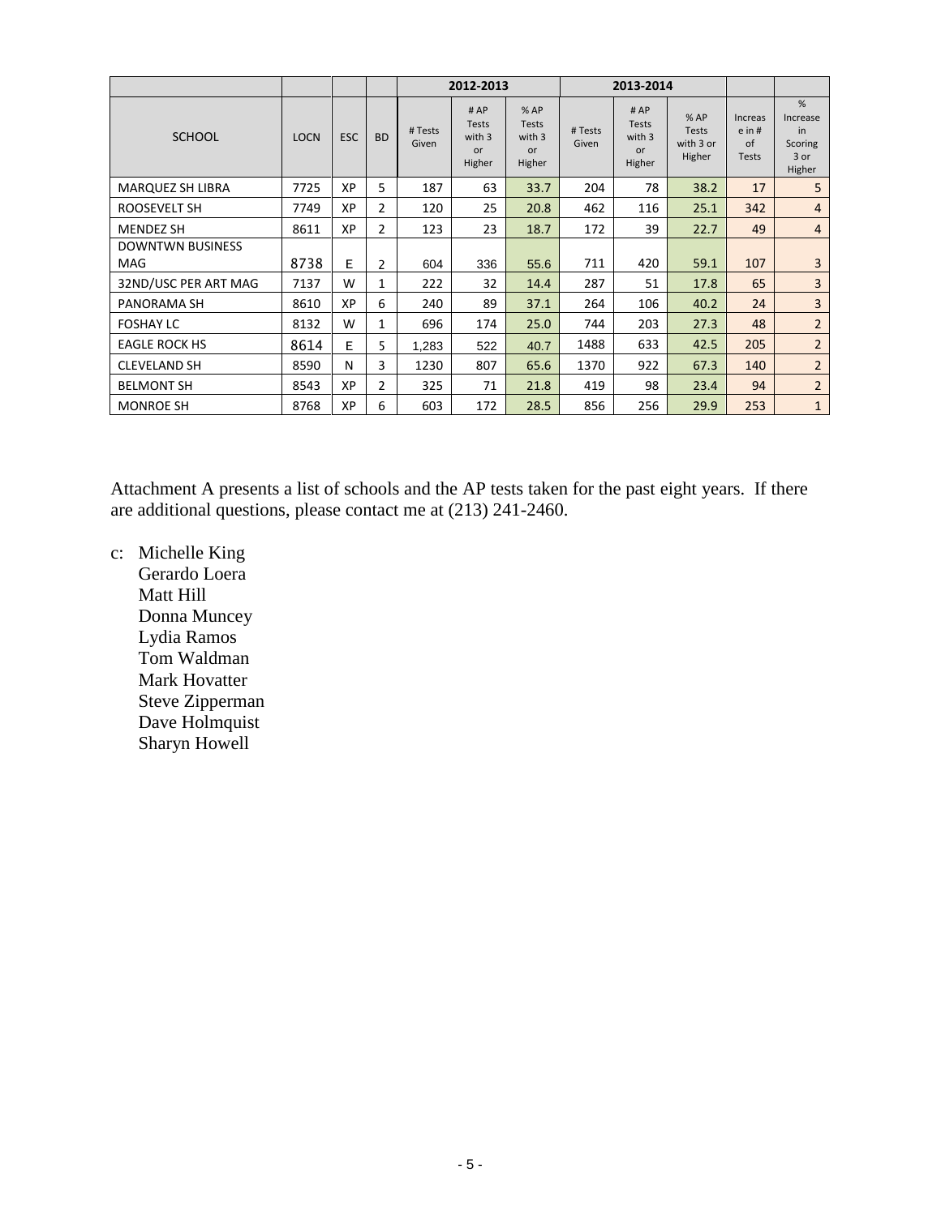| | | | | 2012-2013 | | | 2013-2014 | | | | |
|---|---|---|---|---|---|---|---|---|---|---|---|
| SCHOOL | LOCN | ESC | BD | # Tests Given | # AP Tests with 3 or Higher | % AP Tests with 3 or Higher | # Tests Given | # AP Tests with 3 or Higher | % AP Tests with 3 or Higher | Increase in # of Tests | % Increase in Scoring 3 or Higher |
| MARQUEZ SH LIBRA | 7725 | XP | 5 | 187 | 63 | 33.7 | 204 | 78 | 38.2 | 17 | 5 |
| ROOSEVELT SH | 7749 | XP | 2 | 120 | 25 | 20.8 | 462 | 116 | 25.1 | 342 | 4 |
| MENDEZ SH | 8611 | XP | 2 | 123 | 23 | 18.7 | 172 | 39 | 22.7 | 49 | 4 |
| DOWNTWN BUSINESS MAG | 8738 | E | 2 | 604 | 336 | 55.6 | 711 | 420 | 59.1 | 107 | 3 |
| 32ND/USC PER ART MAG | 7137 | W | 1 | 222 | 32 | 14.4 | 287 | 51 | 17.8 | 65 | 3 |
| PANORAMA SH | 8610 | XP | 6 | 240 | 89 | 37.1 | 264 | 106 | 40.2 | 24 | 3 |
| FOSHAY LC | 8132 | W | 1 | 696 | 174 | 25.0 | 744 | 203 | 27.3 | 48 | 2 |
| EAGLE ROCK HS | 8614 | E | 5 | 1,283 | 522 | 40.7 | 1488 | 633 | 42.5 | 205 | 2 |
| CLEVELAND SH | 8590 | N | 3 | 1230 | 807 | 65.6 | 1370 | 922 | 67.3 | 140 | 2 |
| BELMONT SH | 8543 | XP | 2 | 325 | 71 | 21.8 | 419 | 98 | 23.4 | 94 | 2 |
| MONROE SH | 8768 | XP | 6 | 603 | 172 | 28.5 | 856 | 256 | 29.9 | 253 | 1 |

Attachment A presents a list of schools and the AP tests taken for the past eight years. If there are additional questions, please contact me at (213) 241-2460.

c: Michelle King
Gerardo Loera
Matt Hill
Donna Muncey
Lydia Ramos
Tom Waldman
Mark Hovatter
Steve Zipperman
Dave Holmquist
Sharyn Howell